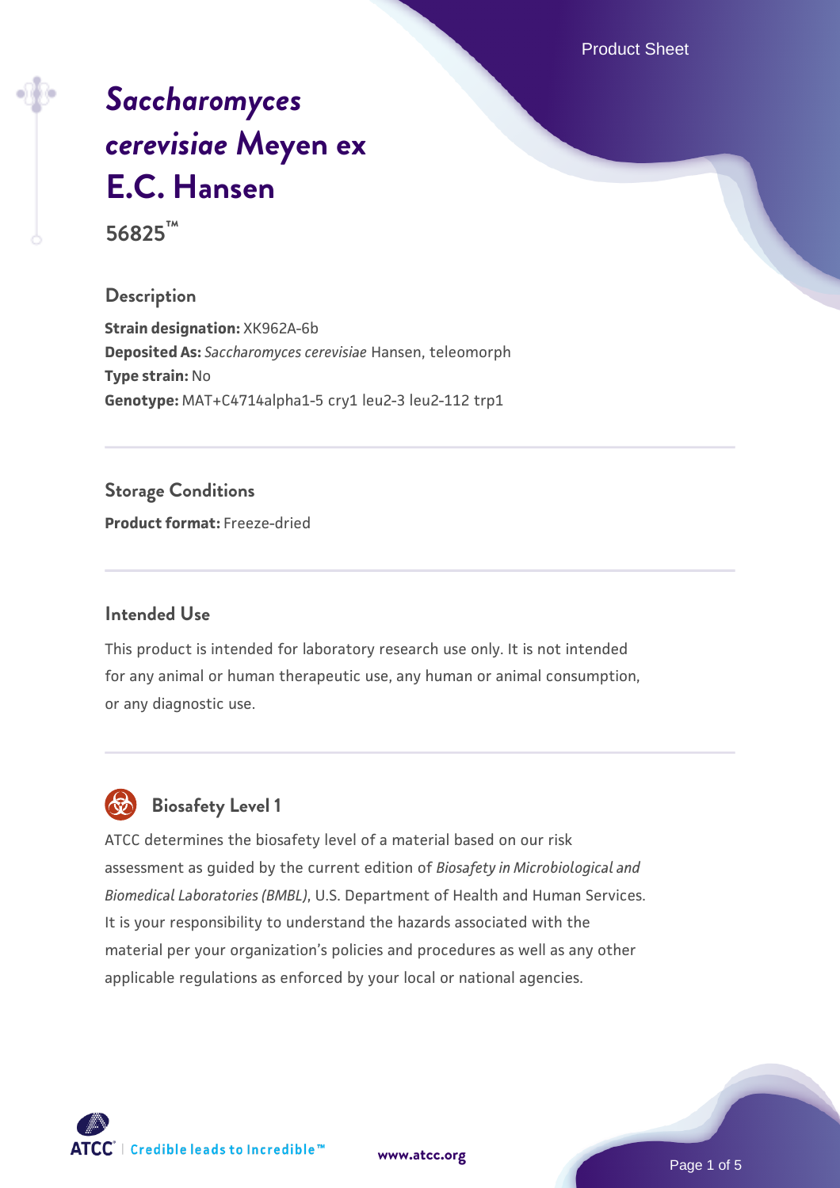# *Saccharomyces cerevisiae* Meyen ex E.C. Hansen

**56825™**

## Description

**Strain designation:** XK962A-6b
**Deposited As:** *Saccharomyces cerevisiae* Hansen, teleomorph
**Type strain:** No
**Genotype:** MAT+C4714alpha1-5 cry1 leu2-3 leu2-112 trp1

## Storage Conditions

**Product format:** Freeze-dried

## Intended Use

This product is intended for laboratory research use only. It is not intended for any animal or human therapeutic use, any human or animal consumption, or any diagnostic use.

## Biosafety Level 1

ATCC determines the biosafety level of a material based on our risk assessment as guided by the current edition of *Biosafety in Microbiological and Biomedical Laboratories (BMBL)*, U.S. Department of Health and Human Services. It is your responsibility to understand the hazards associated with the material per your organization's policies and procedures as well as any other applicable regulations as enforced by your local or national agencies.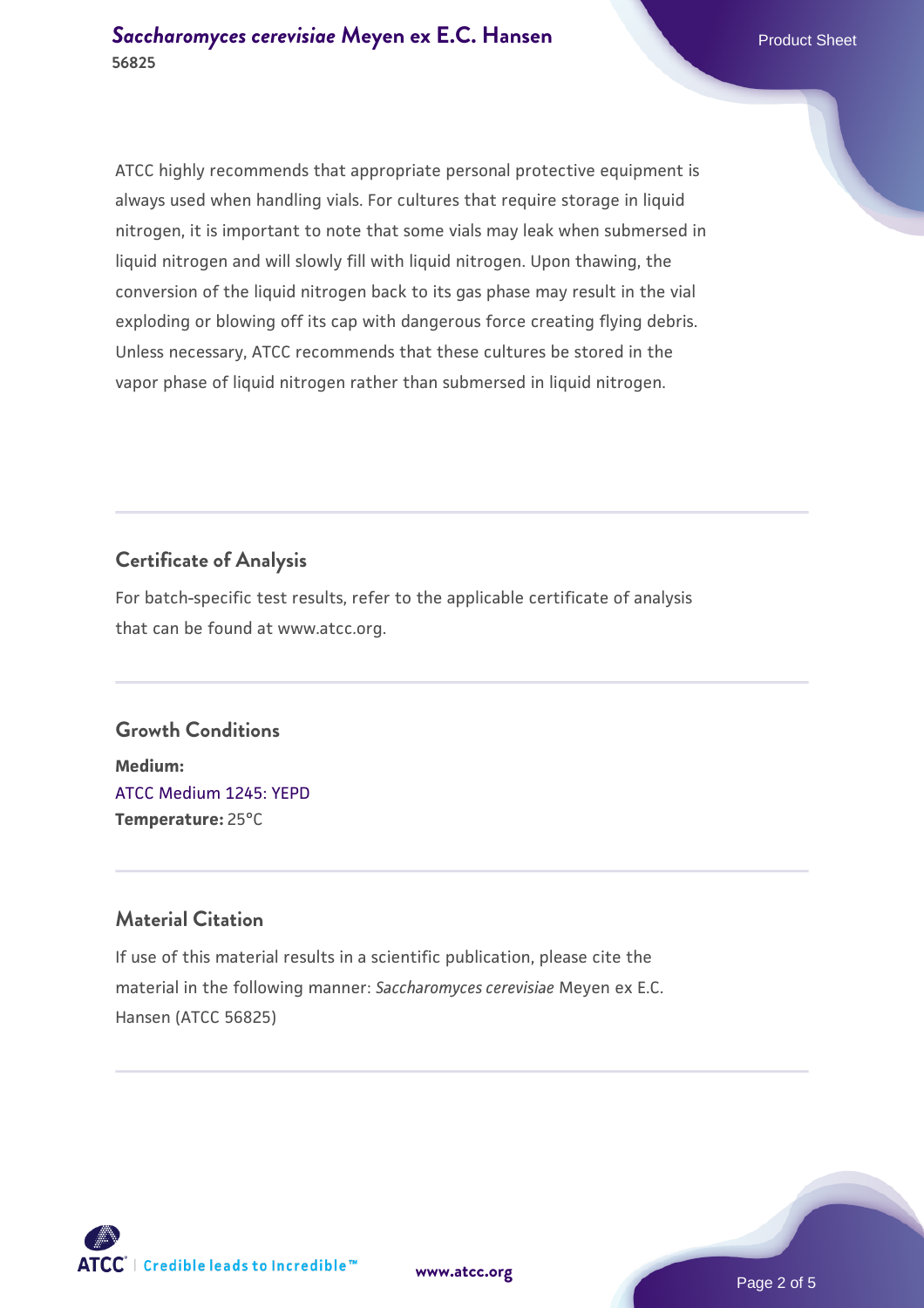ATCC highly recommends that appropriate personal protective equipment is always used when handling vials. For cultures that require storage in liquid nitrogen, it is important to note that some vials may leak when submersed in liquid nitrogen and will slowly fill with liquid nitrogen. Upon thawing, the conversion of the liquid nitrogen back to its gas phase may result in the vial exploding or blowing off its cap with dangerous force creating flying debris. Unless necessary, ATCC recommends that these cultures be stored in the vapor phase of liquid nitrogen rather than submersed in liquid nitrogen.

## Certificate of Analysis

For batch-specific test results, refer to the applicable certificate of analysis that can be found at www.atcc.org.

## Growth Conditions

**Medium:**
ATCC Medium 1245: YEPD
**Temperature:** 25°C

## Material Citation

If use of this material results in a scientific publication, please cite the material in the following manner: *Saccharomyces cerevisiae* Meyen ex E.C. Hansen (ATCC 56825)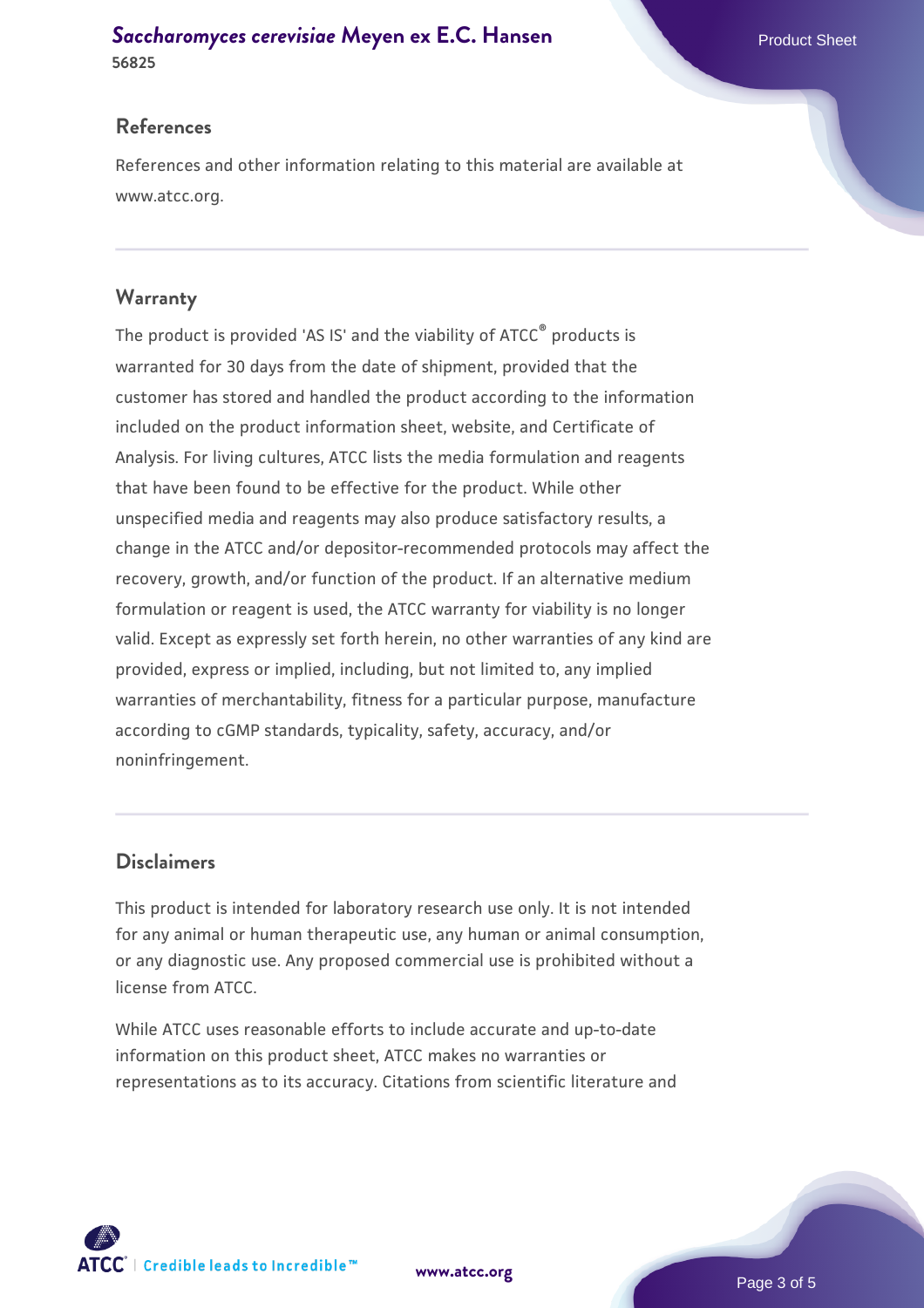## References

References and other information relating to this material are available at www.atcc.org.

## Warranty

The product is provided 'AS IS' and the viability of ATCC® products is warranted for 30 days from the date of shipment, provided that the customer has stored and handled the product according to the information included on the product information sheet, website, and Certificate of Analysis. For living cultures, ATCC lists the media formulation and reagents that have been found to be effective for the product. While other unspecified media and reagents may also produce satisfactory results, a change in the ATCC and/or depositor-recommended protocols may affect the recovery, growth, and/or function of the product. If an alternative medium formulation or reagent is used, the ATCC warranty for viability is no longer valid. Except as expressly set forth herein, no other warranties of any kind are provided, express or implied, including, but not limited to, any implied warranties of merchantability, fitness for a particular purpose, manufacture according to cGMP standards, typicality, safety, accuracy, and/or noninfringement.

## Disclaimers

This product is intended for laboratory research use only. It is not intended for any animal or human therapeutic use, any human or animal consumption, or any diagnostic use. Any proposed commercial use is prohibited without a license from ATCC.

While ATCC uses reasonable efforts to include accurate and up-to-date information on this product sheet, ATCC makes no warranties or representations as to its accuracy. Citations from scientific literature and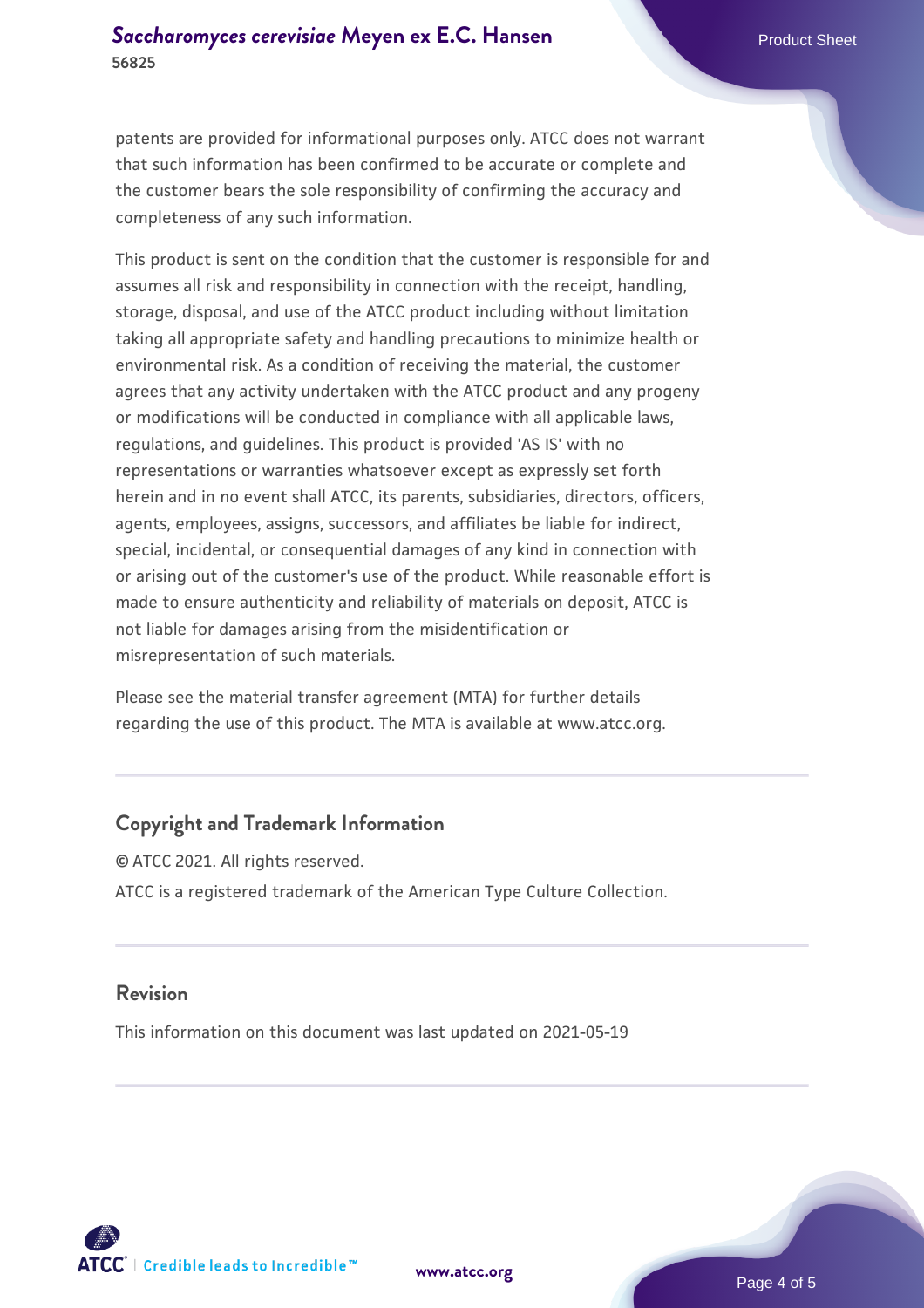patents are provided for informational purposes only. ATCC does not warrant that such information has been confirmed to be accurate or complete and the customer bears the sole responsibility of confirming the accuracy and completeness of any such information.

This product is sent on the condition that the customer is responsible for and assumes all risk and responsibility in connection with the receipt, handling, storage, disposal, and use of the ATCC product including without limitation taking all appropriate safety and handling precautions to minimize health or environmental risk. As a condition of receiving the material, the customer agrees that any activity undertaken with the ATCC product and any progeny or modifications will be conducted in compliance with all applicable laws, regulations, and guidelines. This product is provided 'AS IS' with no representations or warranties whatsoever except as expressly set forth herein and in no event shall ATCC, its parents, subsidiaries, directors, officers, agents, employees, assigns, successors, and affiliates be liable for indirect, special, incidental, or consequential damages of any kind in connection with or arising out of the customer's use of the product. While reasonable effort is made to ensure authenticity and reliability of materials on deposit, ATCC is not liable for damages arising from the misidentification or misrepresentation of such materials.

Please see the material transfer agreement (MTA) for further details regarding the use of this product. The MTA is available at www.atcc.org.

## Copyright and Trademark Information

© ATCC 2021. All rights reserved.

ATCC is a registered trademark of the American Type Culture Collection.

## Revision

This information on this document was last updated on 2021-05-19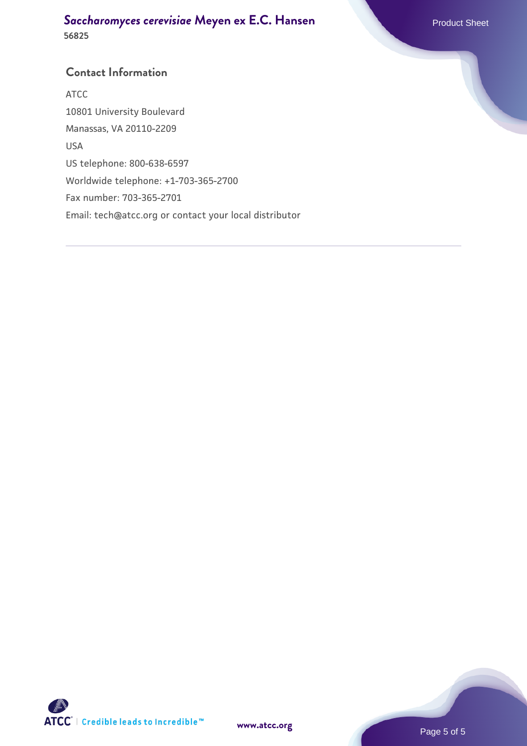## Contact Information

ATCC

10801 University Boulevard

Manassas, VA 20110-2209

USA

US telephone: 800-638-6597

Worldwide telephone: +1-703-365-2700

Fax number: 703-365-2701

Email: tech@atcc.org or contact your local distributor